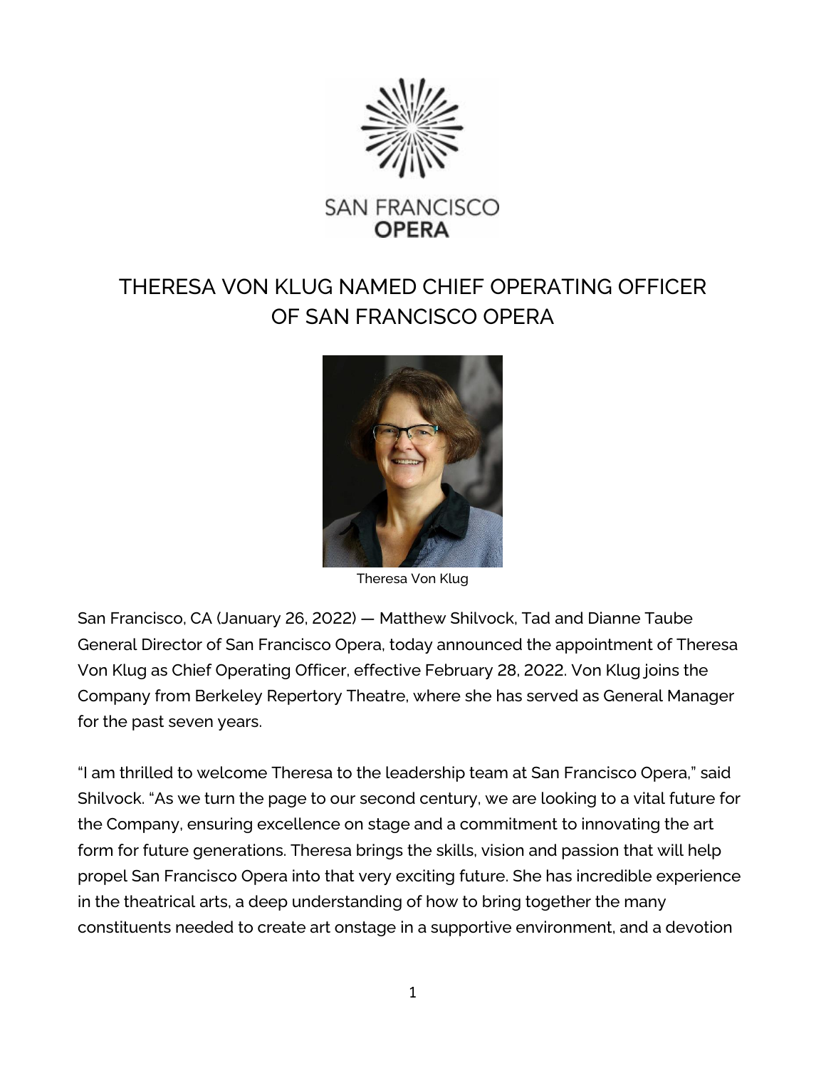SAN FRANCISCO OPERA

# THERESA VON KLUG NAMED CHIEF OPERATING OFFICER OF SAN FRANCISCO OPERA

Theresa Von Klug

San Francisco, CA (January 26, 2022) — Matthew Shilvock, Tad and Dianne Taube General Director of San Francisco Opera, today announced the appointment of Theresa Von Klug as Chief Operating Officer, effective February 28, 2022. Von Klug joins the Company from Berkeley Repertory Theatre, where she has served as General Manager for the past seven years.

"I am thrilled to welcome Theresa to the leadership team at San Francisco Opera," said Shilvock. "As we turn the page to our second century, we are looking to a vital future for the Company, ensuring excellence on stage and a commitment to innovating the art form for future generations. Theresa brings the skills, vision and passion that will help propel San Francisco Opera into that very exciting future. She has incredible experience in the theatrical arts, a deep understanding of how to bring together the many constituents needed to create art onstage in a supportive environment, and a devotion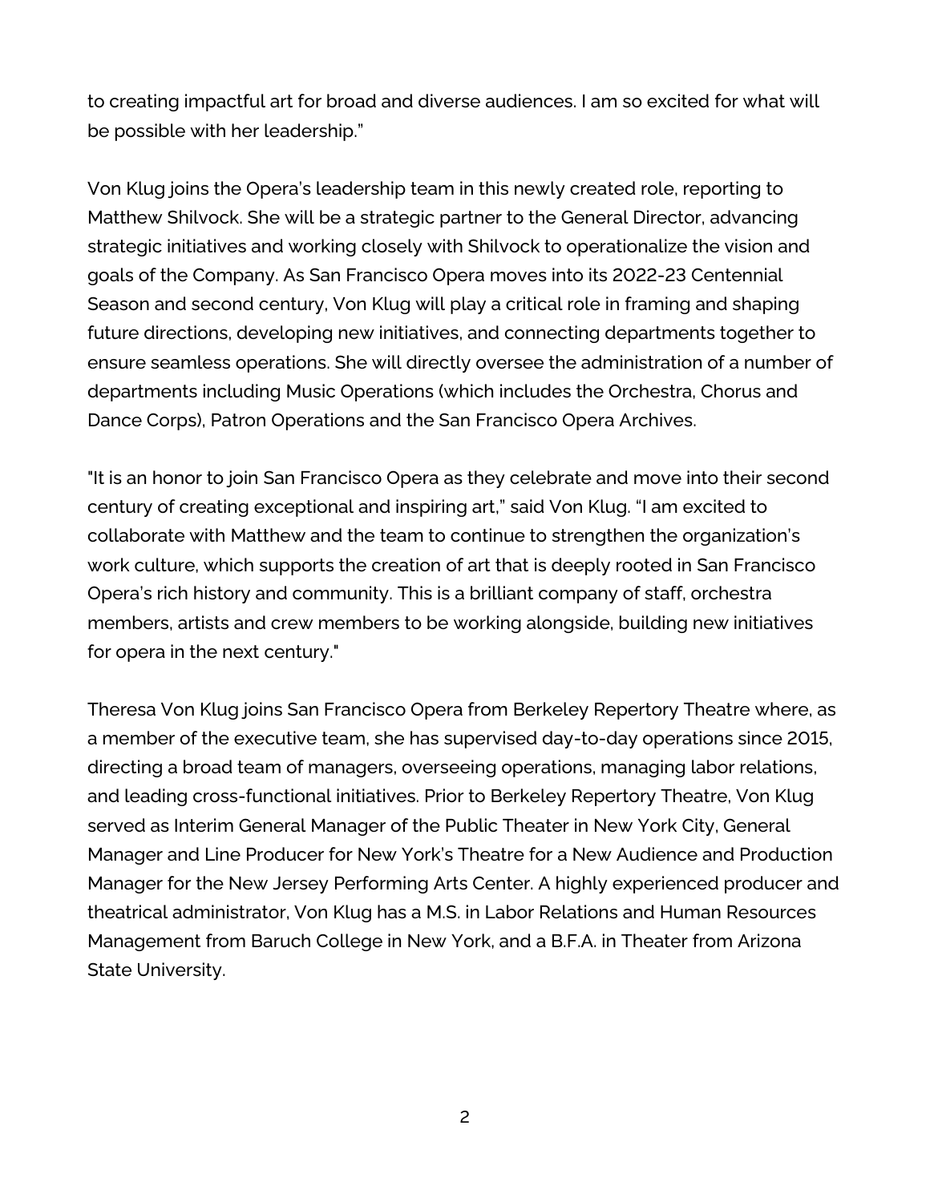to creating impactful art for broad and diverse audiences. I am so excited for what will be possible with her leadership."

Von Klug joins the Opera's leadership team in this newly created role, reporting to Matthew Shilvock. She will be a strategic partner to the General Director, advancing strategic initiatives and working closely with Shilvock to operationalize the vision and goals of the Company. As San Francisco Opera moves into its 2022-23 Centennial Season and second century, Von Klug will play a critical role in framing and shaping future directions, developing new initiatives, and connecting departments together to ensure seamless operations. She will directly oversee the administration of a number of departments including Music Operations (which includes the Orchestra, Chorus and Dance Corps), Patron Operations and the San Francisco Opera Archives.

"It is an honor to join San Francisco Opera as they celebrate and move into their second century of creating exceptional and inspiring art," said Von Klug. "I am excited to collaborate with Matthew and the team to continue to strengthen the organization's work culture, which supports the creation of art that is deeply rooted in San Francisco Opera's rich history and community. This is a brilliant company of staff, orchestra members, artists and crew members to be working alongside, building new initiatives for opera in the next century."

Theresa Von Klug joins San Francisco Opera from Berkeley Repertory Theatre where, as a member of the executive team, she has supervised day-to-day operations since 2015, directing a broad team of managers, overseeing operations, managing labor relations, and leading cross-functional initiatives. Prior to Berkeley Repertory Theatre, Von Klug served as Interim General Manager of the Public Theater in New York City, General Manager and Line Producer for New York's Theatre for a New Audience and Production Manager for the New Jersey Performing Arts Center. A highly experienced producer and theatrical administrator, Von Klug has a M.S. in Labor Relations and Human Resources Management from Baruch College in New York, and a B.F.A. in Theater from Arizona State University.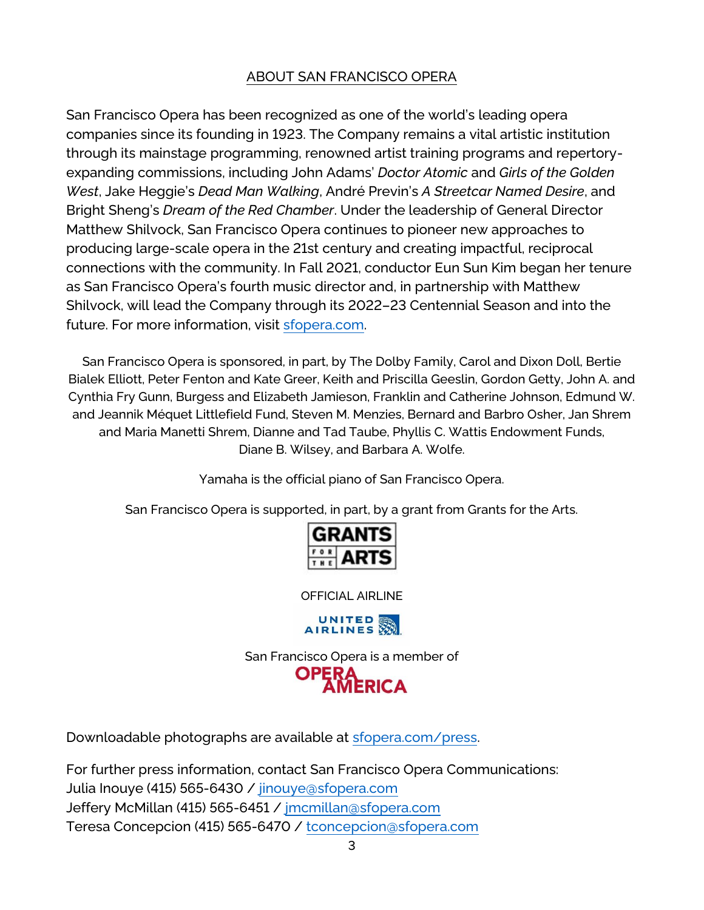## ABOUT SAN FRANCISCO OPERA

San Francisco Opera has been recognized as one of the world's leading opera companies since its founding in 1923. The Company remains a vital artistic institution through its mainstage programming, renowned artist training programs and repertory-expanding commissions, including John Adams' *Doctor Atomic* and *Girls of the Golden West*, Jake Heggie's *Dead Man Walking*, André Previn's *A Streetcar Named Desire*, and Bright Sheng's *Dream of the Red Chamber*. Under the leadership of General Director Matthew Shilvock, San Francisco Opera continues to pioneer new approaches to producing large-scale opera in the 21st century and creating impactful, reciprocal connections with the community. In Fall 2021, conductor Eun Sun Kim began her tenure as San Francisco Opera's fourth music director and, in partnership with Matthew Shilvock, will lead the Company through its 2022–23 Centennial Season and into the future. For more information, visit [sfopera.com](https://sfopera.com).

San Francisco Opera is sponsored, in part, by The Dolby Family, Carol and Dixon Doll, Bertie Bialek Elliott, Peter Fenton and Kate Greer, Keith and Priscilla Geeslin, Gordon Getty, John A. and Cynthia Fry Gunn, Burgess and Elizabeth Jamieson, Franklin and Catherine Johnson, Edmund W. and Jeannik Méquet Littlefield Fund, Steven M. Menzies, Bernard and Barbro Osher, Jan Shrem and Maria Manetti Shrem, Dianne and Tad Taube, Phyllis C. Wattis Endowment Funds, Diane B. Wilsey, and Barbara A. Wolfe.

Yamaha is the official piano of San Francisco Opera.

San Francisco Opera is supported, in part, by a grant from Grants for the Arts.

GRANTS FOR THE ARTS

OFFICIAL AIRLINE

UNITED AIRLINES

San Francisco Opera is a member of

OPERA AMERICA

Downloadable photographs are available at [sfopera.com/press](https://sfopera.com/press).

For further press information, contact San Francisco Opera Communications:
Julia Inouye (415) 565-6430 / jinouye@sfopera.com
Jeffery McMillan (415) 565-6451 / jmcmillan@sfopera.com
Teresa Concepcion (415) 565-6470 / tconcepcion@sfopera.com